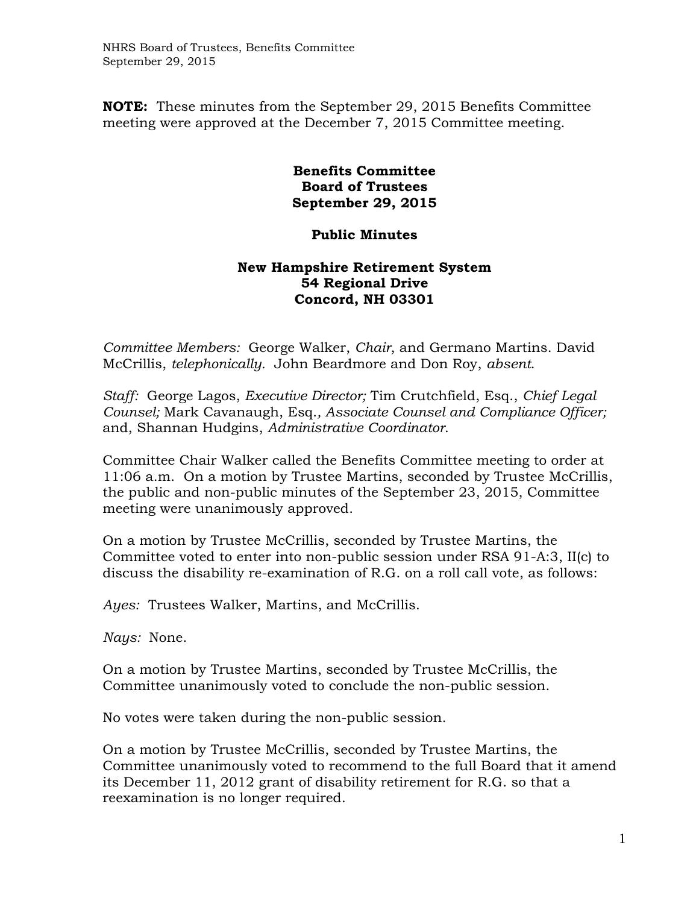**NOTE:** These minutes from the September 29, 2015 Benefits Committee meeting were approved at the December 7, 2015 Committee meeting.

**Benefits Committee**
**Board of Trustees**
**September 29, 2015**

**Public Minutes**

**New Hampshire Retirement System**
**54 Regional Drive**
**Concord, NH 03301**

*Committee Members:* George Walker, *Chair*, and Germano Martins. David McCrillis, *telephonically.* John Beardmore and Don Roy, *absent*.

*Staff:* George Lagos, *Executive Director;* Tim Crutchfield, Esq., *Chief Legal Counsel;* Mark Cavanaugh, Esq.*, Associate Counsel and Compliance Officer;* and, Shannan Hudgins, *Administrative Coordinator*.

Committee Chair Walker called the Benefits Committee meeting to order at 11:06 a.m. On a motion by Trustee Martins, seconded by Trustee McCrillis, the public and non-public minutes of the September 23, 2015, Committee meeting were unanimously approved.

On a motion by Trustee McCrillis, seconded by Trustee Martins, the Committee voted to enter into non-public session under RSA 91-A:3, II(c) to discuss the disability re-examination of R.G. on a roll call vote, as follows:

*Ayes:* Trustees Walker, Martins, and McCrillis.

*Nays:* None.

On a motion by Trustee Martins, seconded by Trustee McCrillis, the Committee unanimously voted to conclude the non-public session.

No votes were taken during the non-public session.

On a motion by Trustee McCrillis, seconded by Trustee Martins, the Committee unanimously voted to recommend to the full Board that it amend its December 11, 2012 grant of disability retirement for R.G. so that a reexamination is no longer required.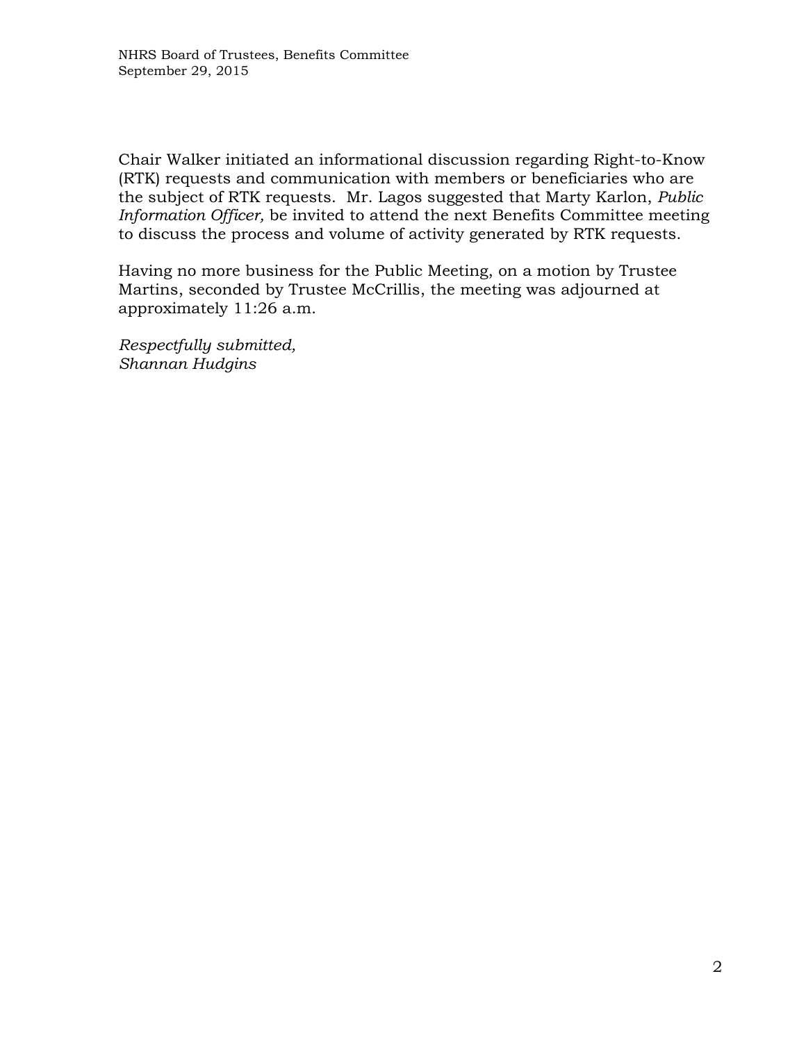Chair Walker initiated an informational discussion regarding Right-to-Know (RTK) requests and communication with members or beneficiaries who are the subject of RTK requests. Mr. Lagos suggested that Marty Karlon, *Public Information Officer,* be invited to attend the next Benefits Committee meeting to discuss the process and volume of activity generated by RTK requests.

Having no more business for the Public Meeting, on a motion by Trustee Martins, seconded by Trustee McCrillis, the meeting was adjourned at approximately 11:26 a.m.

*Respectfully submitted,*
*Shannan Hudgins*